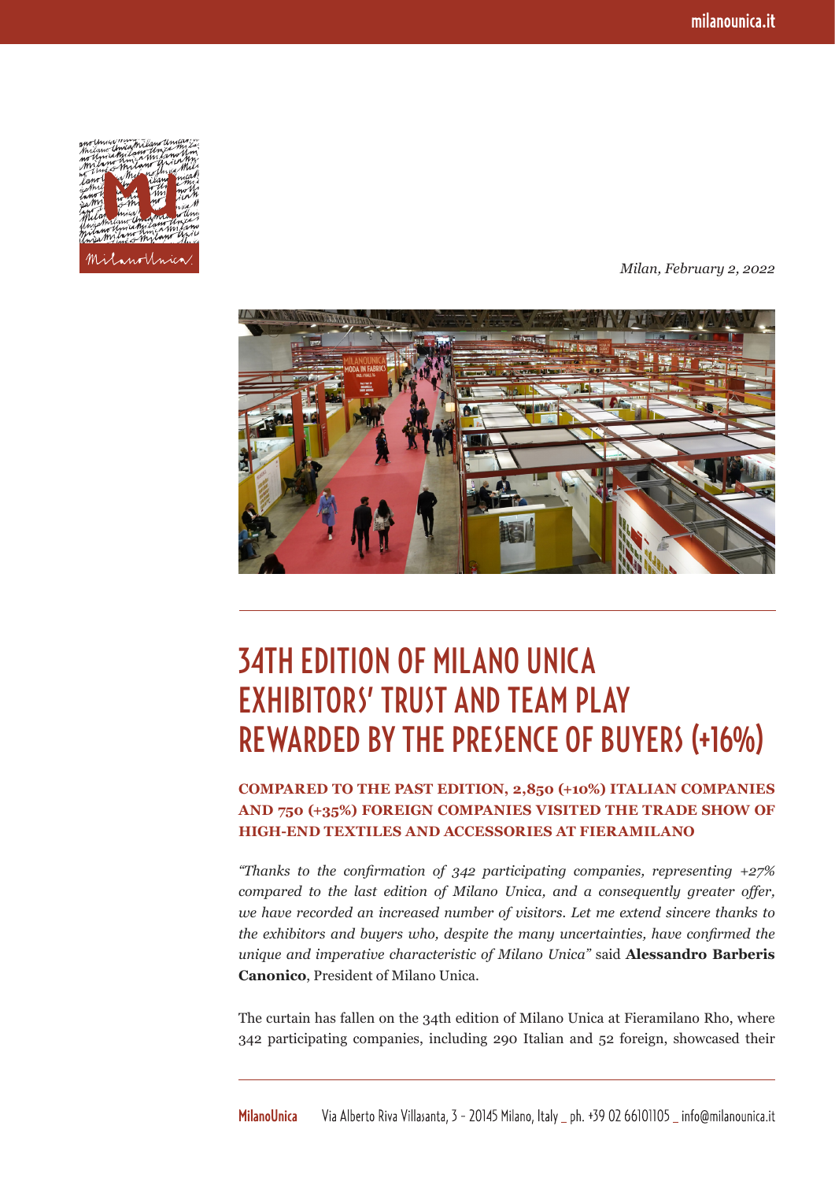*Milan, February 2, 2022*

# 34TH EDITION OF MILANO UNICA EXHIBITORS' TRUST AND TEAM PLAY REWARDED BY THE PRESENCE OF BUYERS (+16%)

**COMPARED TO THE PAST EDITION, 2,850 (+10%) ITALIAN COMPANIES AND 750 (+35%) FOREIGN COMPANIES VISITED THE TRADE SHOW OF HIGH-END TEXTILES AND ACCESSORIES AT FIERAMILANO**

*"Thanks to the confirmation of 342 participating companies, representing +27% compared to the last edition of Milano Unica, and a consequently greater offer, we have recorded an increased number of visitors. Let me extend sincere thanks to the exhibitors and buyers who, despite the many uncertainties, have confirmed the unique and imperative characteristic of Milano Unica"* said **Alessandro Barberis Canonico**, President of Milano Unica.

The curtain has fallen on the 34th edition of Milano Unica at Fieramilano Rho, where 342 participating companies, including 290 Italian and 52 foreign, showcased their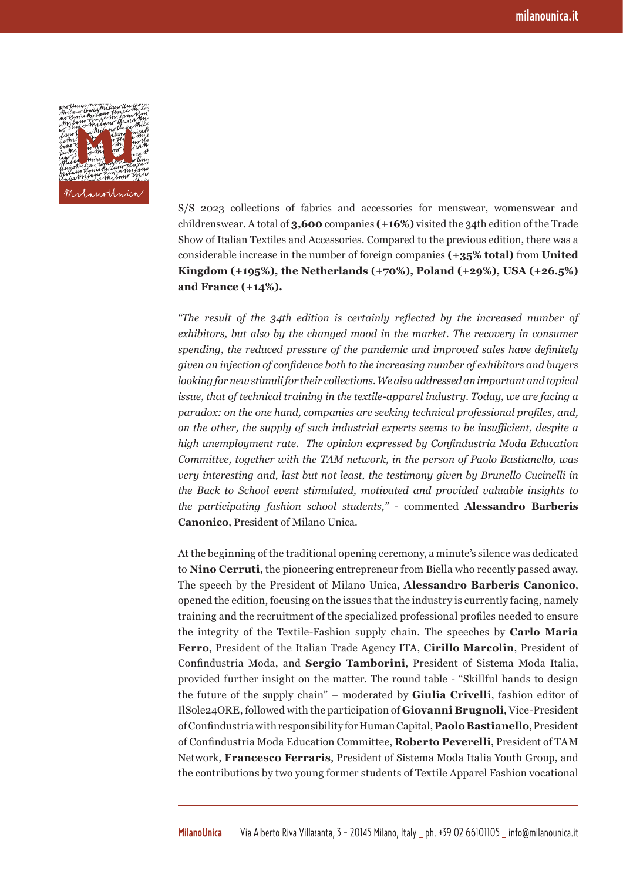S/S 2023 collections of fabrics and accessories for menswear, womenswear and childrenswear. A total of **3,600** companies **(+16%)** visited the 34th edition of the Trade Show of Italian Textiles and Accessories. Compared to the previous edition, there was a considerable increase in the number of foreign companies **(+35% total)** from **United Kingdom (+195%), the Netherlands (+70%), Poland (+29%), USA (+26.5%) and France (+14%).**

*"The result of the 34th edition is certainly reflected by the increased number of exhibitors, but also by the changed mood in the market. The recovery in consumer spending, the reduced pressure of the pandemic and improved sales have definitely given an injection of confidence both to the increasing number of exhibitors and buyers looking for new stimuli for their collections. We also addressed an important and topical issue, that of technical training in the textile-apparel industry. Today, we are facing a paradox: on the one hand, companies are seeking technical professional profiles, and, on the other, the supply of such industrial experts seems to be insufficient, despite a high unemployment rate. The opinion expressed by Confindustria Moda Education Committee, together with the TAM network, in the person of Paolo Bastianello, was very interesting and, last but not least, the testimony given by Brunello Cucinelli in the Back to School event stimulated, motivated and provided valuable insights to the participating fashion school students,"* - commented **Alessandro Barberis Canonico**, President of Milano Unica.

At the beginning of the traditional opening ceremony, a minute's silence was dedicated to **Nino Cerruti**, the pioneering entrepreneur from Biella who recently passed away. The speech by the President of Milano Unica, **Alessandro Barberis Canonico**, opened the edition, focusing on the issues that the industry is currently facing, namely training and the recruitment of the specialized professional profiles needed to ensure the integrity of the Textile-Fashion supply chain. The speeches by **Carlo Maria Ferro**, President of the Italian Trade Agency ITA, **Cirillo Marcolin**, President of Confindustria Moda, and **Sergio Tamborini**, President of Sistema Moda Italia, provided further insight on the matter. The round table - "Skillful hands to design the future of the supply chain" – moderated by **Giulia Crivelli**, fashion editor of IlSole24ORE, followed with the participation of **Giovanni Brugnoli**, Vice-President of Confindustria with responsibility for Human Capital, **Paolo Bastianello**, President of Confindustria Moda Education Committee, **Roberto Peverelli**, President of TAM Network, **Francesco Ferraris**, President of Sistema Moda Italia Youth Group, and the contributions by two young former students of Textile Apparel Fashion vocational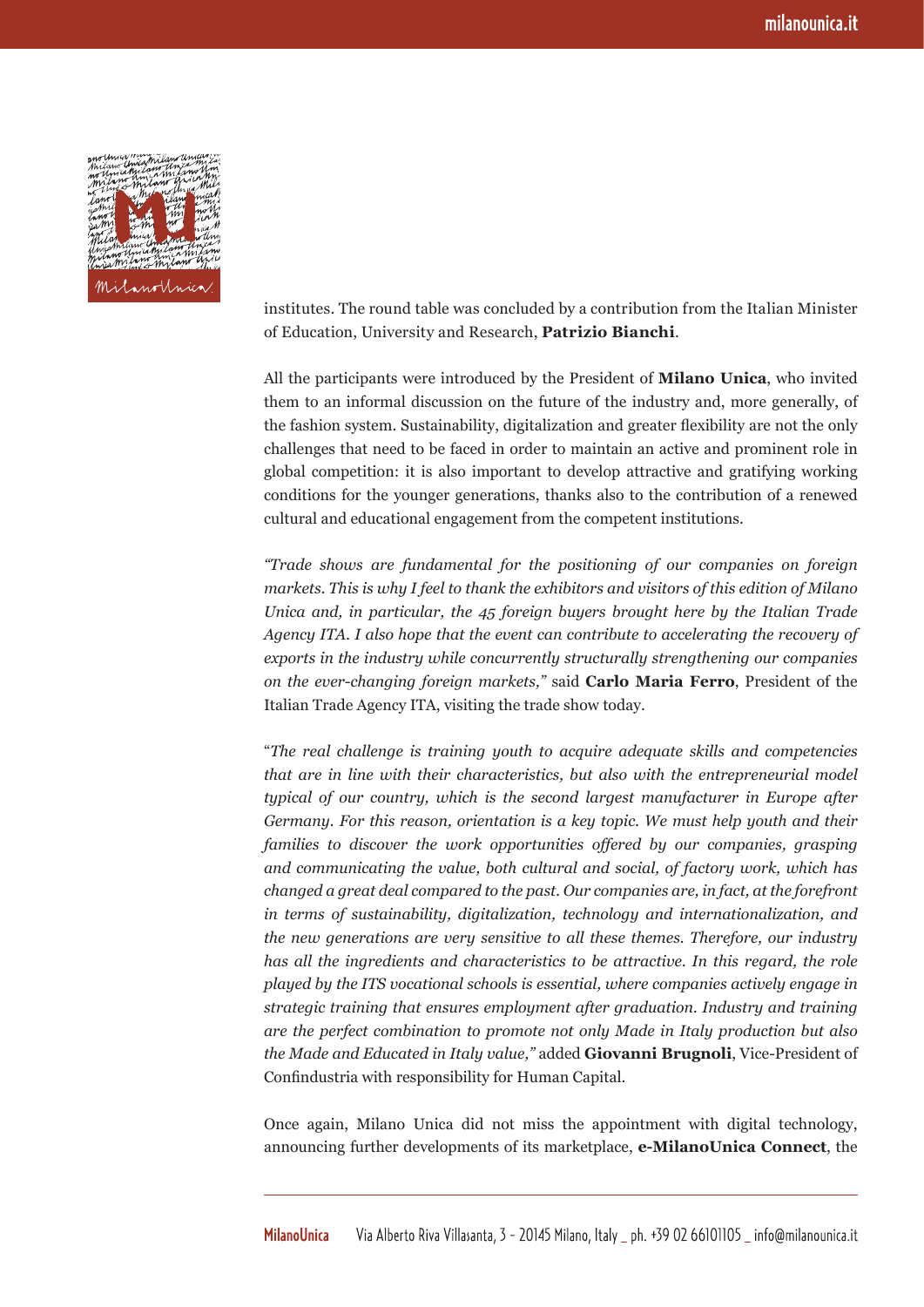institutes. The round table was concluded by a contribution from the Italian Minister of Education, University and Research, **Patrizio Bianchi**.

All the participants were introduced by the President of **Milano Unica**, who invited them to an informal discussion on the future of the industry and, more generally, of the fashion system. Sustainability, digitalization and greater flexibility are not the only challenges that need to be faced in order to maintain an active and prominent role in global competition: it is also important to develop attractive and gratifying working conditions for the younger generations, thanks also to the contribution of a renewed cultural and educational engagement from the competent institutions.

*"Trade shows are fundamental for the positioning of our companies on foreign markets. This is why I feel to thank the exhibitors and visitors of this edition of Milano Unica and, in particular, the 45 foreign buyers brought here by the Italian Trade Agency ITA. I also hope that the event can contribute to accelerating the recovery of exports in the industry while concurrently structurally strengthening our companies on the ever-changing foreign markets,"* said **Carlo Maria Ferro**, President of the Italian Trade Agency ITA, visiting the trade show today.

"*The real challenge is training youth to acquire adequate skills and competencies that are in line with their characteristics, but also with the entrepreneurial model typical of our country, which is the second largest manufacturer in Europe after Germany. For this reason, orientation is a key topic. We must help youth and their families to discover the work opportunities offered by our companies, grasping and communicating the value, both cultural and social, of factory work, which has changed a great deal compared to the past. Our companies are, in fact, at the forefront in terms of sustainability, digitalization, technology and internationalization, and the new generations are very sensitive to all these themes. Therefore, our industry has all the ingredients and characteristics to be attractive. In this regard, the role played by the ITS vocational schools is essential, where companies actively engage in strategic training that ensures employment after graduation. Industry and training are the perfect combination to promote not only Made in Italy production but also the Made and Educated in Italy value,"* added **Giovanni Brugnoli**, Vice-President of Confindustria with responsibility for Human Capital.

Once again, Milano Unica did not miss the appointment with digital technology, announcing further developments of its marketplace, **e-MilanoUnica Connect**, the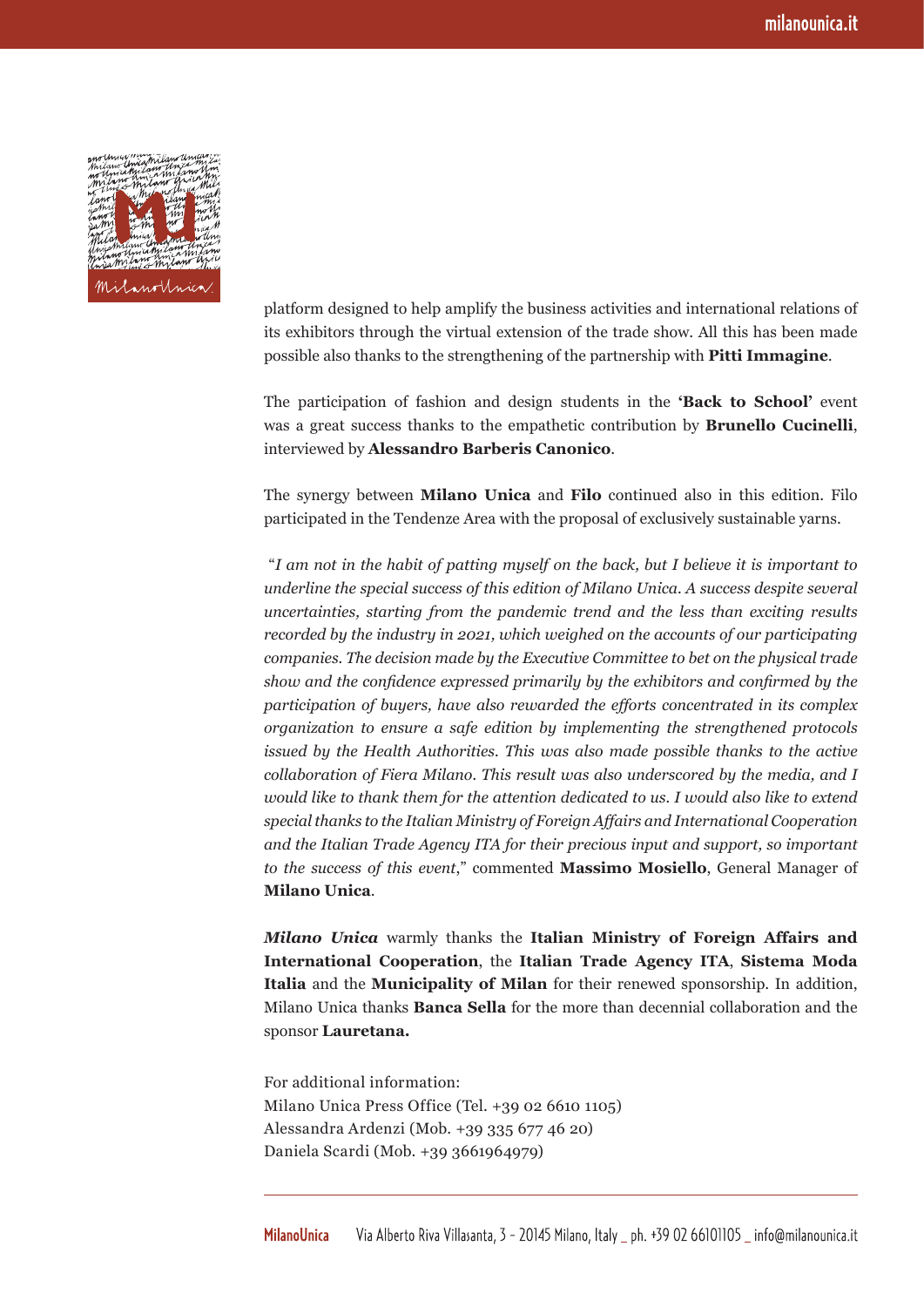platform designed to help amplify the business activities and international relations of its exhibitors through the virtual extension of the trade show. All this has been made possible also thanks to the strengthening of the partnership with **Pitti Immagine**.

The participation of fashion and design students in the **'Back to School'** event was a great success thanks to the empathetic contribution by **Brunello Cucinelli**, interviewed by **Alessandro Barberis Canonico**.

The synergy between **Milano Unica** and **Filo** continued also in this edition. Filo participated in the Tendenze Area with the proposal of exclusively sustainable yarns.

"*I am not in the habit of patting myself on the back, but I believe it is important to underline the special success of this edition of Milano Unica. A success despite several uncertainties, starting from the pandemic trend and the less than exciting results recorded by the industry in 2021, which weighed on the accounts of our participating companies. The decision made by the Executive Committee to bet on the physical trade show and the confidence expressed primarily by the exhibitors and confirmed by the participation of buyers, have also rewarded the efforts concentrated in its complex organization to ensure a safe edition by implementing the strengthened protocols issued by the Health Authorities. This was also made possible thanks to the active collaboration of Fiera Milano. This result was also underscored by the media, and I would like to thank them for the attention dedicated to us. I would also like to extend special thanks to the Italian Ministry of Foreign Affairs and International Cooperation and the Italian Trade Agency ITA for their precious input and support, so important to the success of this event*," commented **Massimo Mosiello**, General Manager of **Milano Unica**.

***Milano Unica*** warmly thanks the **Italian Ministry of Foreign Affairs and International Cooperation**, the **Italian Trade Agency ITA**, **Sistema Moda Italia** and the **Municipality of Milan** for their renewed sponsorship. In addition, Milano Unica thanks **Banca Sella** for the more than decennial collaboration and the sponsor **Lauretana.**

For additional information:
Milano Unica Press Office (Tel. +39 02 6610 1105)
Alessandra Ardenzi (Mob. +39 335 677 46 20)
Daniela Scardi (Mob. +39 3661964979)